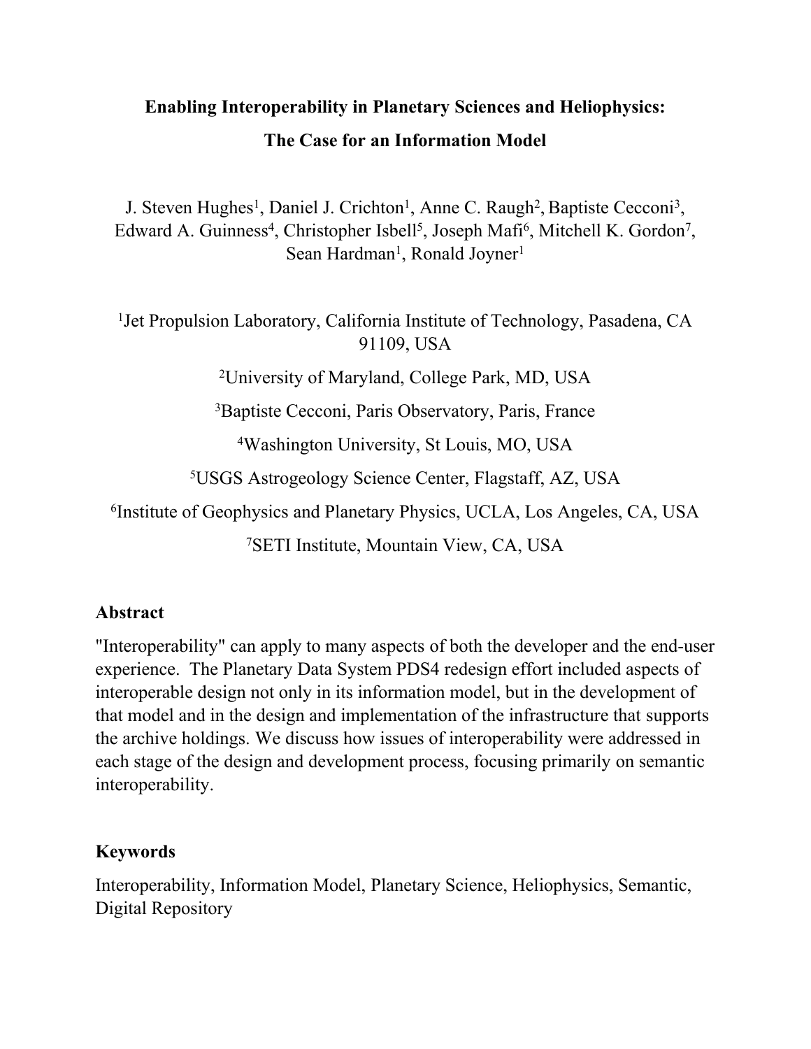# Enabling Interoperability in Planetary Sciences and Heliophysics: The Case for an Information Model

J. Steven Hughes[1], Daniel J. Crichton[1], Anne C. Raugh[2], Baptiste Cecconi[3], Edward A. Guinness[4], Christopher Isbell[5], Joseph Mafi[6], Mitchell K. Gordon[7], Sean Hardman[1], Ronald Joyner[1]

[1]Jet Propulsion Laboratory, California Institute of Technology, Pasadena, CA 91109, USA

[2]University of Maryland, College Park, MD, USA

[3]Baptiste Cecconi, Paris Observatory, Paris, France

[4]Washington University, St Louis, MO, USA

[5]USGS Astrogeology Science Center, Flagstaff, AZ, USA

[6]Institute of Geophysics and Planetary Physics, UCLA, Los Angeles, CA, USA

[7]SETI Institute, Mountain View, CA, USA

## Abstract

"Interoperability" can apply to many aspects of both the developer and the end-user experience. The Planetary Data System PDS4 redesign effort included aspects of interoperable design not only in its information model, but in the development of that model and in the design and implementation of the infrastructure that supports the archive holdings. We discuss how issues of interoperability were addressed in each stage of the design and development process, focusing primarily on semantic interoperability.

## Keywords

Interoperability, Information Model, Planetary Science, Heliophysics, Semantic, Digital Repository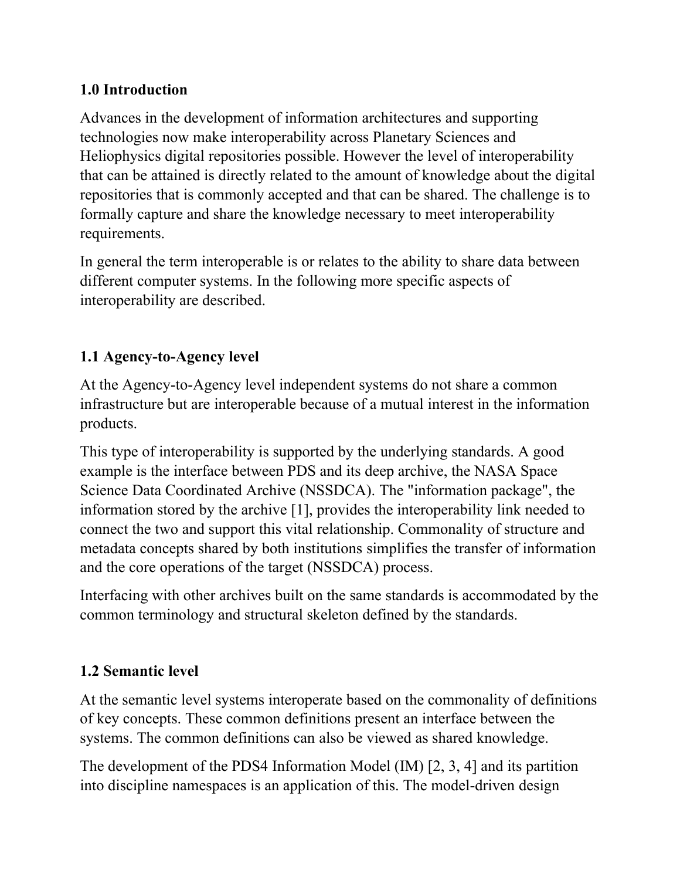## 1.0 Introduction

Advances in the development of information architectures and supporting technologies now make interoperability across Planetary Sciences and Heliophysics digital repositories possible. However the level of interoperability that can be attained is directly related to the amount of knowledge about the digital repositories that is commonly accepted and that can be shared. The challenge is to formally capture and share the knowledge necessary to meet interoperability requirements.

In general the term interoperable is or relates to the ability to share data between different computer systems. In the following more specific aspects of interoperability are described.

### 1.1 Agency-to-Agency level

At the Agency-to-Agency level independent systems do not share a common infrastructure but are interoperable because of a mutual interest in the information products.

This type of interoperability is supported by the underlying standards. A good example is the interface between PDS and its deep archive, the NASA Space Science Data Coordinated Archive (NSSDCA). The "information package", the information stored by the archive [1], provides the interoperability link needed to connect the two and support this vital relationship. Commonality of structure and metadata concepts shared by both institutions simplifies the transfer of information and the core operations of the target (NSSDCA) process.

Interfacing with other archives built on the same standards is accommodated by the common terminology and structural skeleton defined by the standards.

### 1.2 Semantic level

At the semantic level systems interoperate based on the commonality of definitions of key concepts. These common definitions present an interface between the systems. The common definitions can also be viewed as shared knowledge.

The development of the PDS4 Information Model (IM) [2, 3, 4] and its partition into discipline namespaces is an application of this. The model-driven design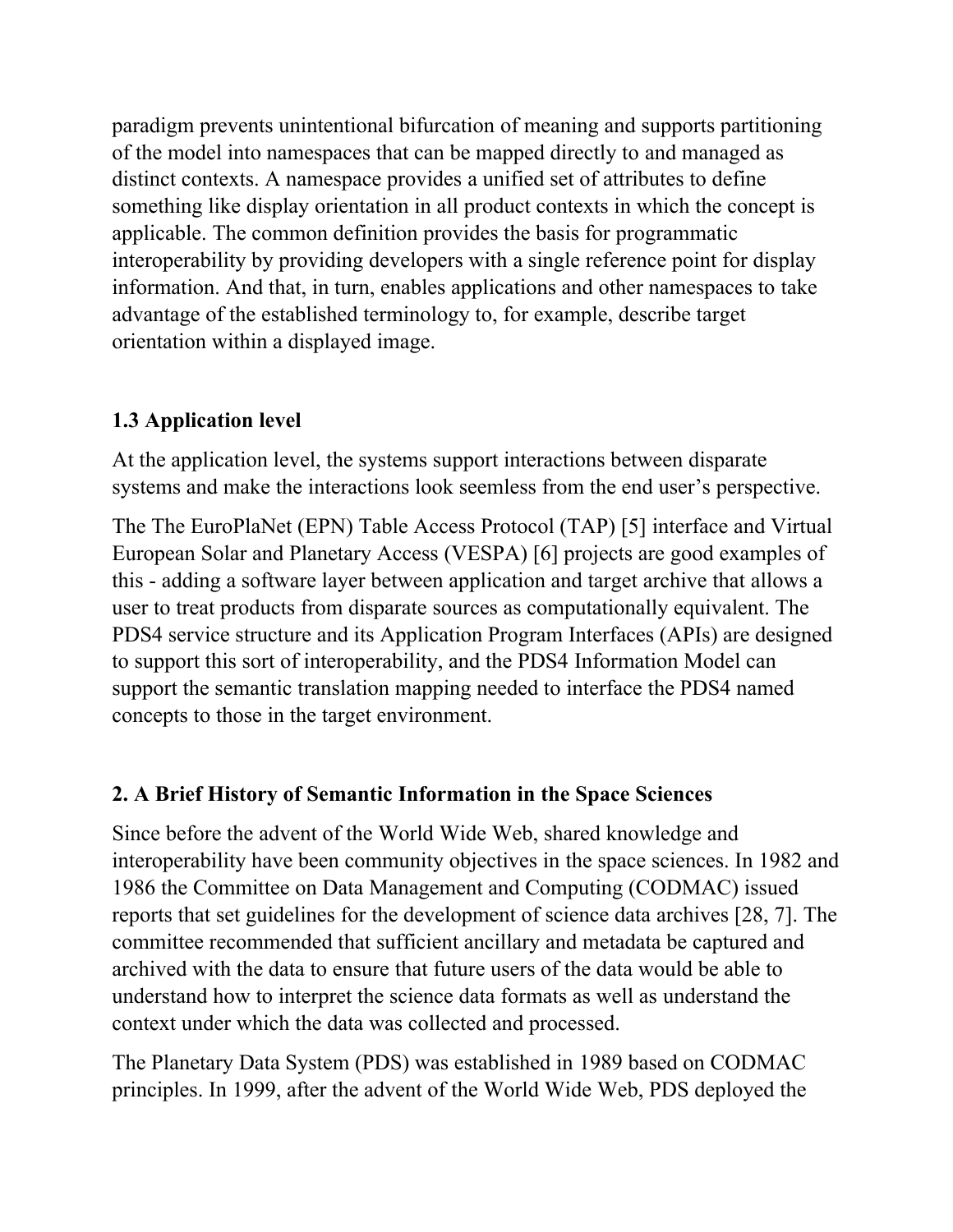paradigm prevents unintentional bifurcation of meaning and supports partitioning of the model into namespaces that can be mapped directly to and managed as distinct contexts. A namespace provides a unified set of attributes to define something like display orientation in all product contexts in which the concept is applicable. The common definition provides the basis for programmatic interoperability by providing developers with a single reference point for display information. And that, in turn, enables applications and other namespaces to take advantage of the established terminology to, for example, describe target orientation within a displayed image.

### 1.3 Application level

At the application level, the systems support interactions between disparate systems and make the interactions look seemless from the end user's perspective.

The The EuroPlaNet (EPN) Table Access Protocol (TAP) [5] interface and Virtual European Solar and Planetary Access (VESPA) [6] projects are good examples of this - adding a software layer between application and target archive that allows a user to treat products from disparate sources as computationally equivalent. The PDS4 service structure and its Application Program Interfaces (APIs) are designed to support this sort of interoperability, and the PDS4 Information Model can support the semantic translation mapping needed to interface the PDS4 named concepts to those in the target environment.

## 2. A Brief History of Semantic Information in the Space Sciences

Since before the advent of the World Wide Web, shared knowledge and interoperability have been community objectives in the space sciences. In 1982 and 1986 the Committee on Data Management and Computing (CODMAC) issued reports that set guidelines for the development of science data archives [28, 7]. The committee recommended that sufficient ancillary and metadata be captured and archived with the data to ensure that future users of the data would be able to understand how to interpret the science data formats as well as understand the context under which the data was collected and processed.

The Planetary Data System (PDS) was established in 1989 based on CODMAC principles. In 1999, after the advent of the World Wide Web, PDS deployed the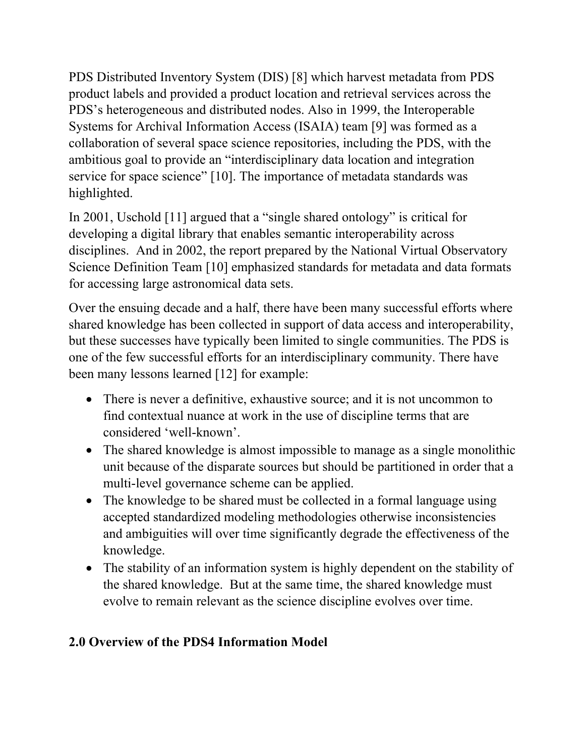PDS Distributed Inventory System (DIS) [8] which harvest metadata from PDS product labels and provided a product location and retrieval services across the PDS's heterogeneous and distributed nodes. Also in 1999, the Interoperable Systems for Archival Information Access (ISAIA) team [9] was formed as a collaboration of several space science repositories, including the PDS, with the ambitious goal to provide an "interdisciplinary data location and integration service for space science" [10]. The importance of metadata standards was highlighted.

In 2001, Uschold [11] argued that a "single shared ontology" is critical for developing a digital library that enables semantic interoperability across disciplines. And in 2002, the report prepared by the National Virtual Observatory Science Definition Team [10] emphasized standards for metadata and data formats for accessing large astronomical data sets.

Over the ensuing decade and a half, there have been many successful efforts where shared knowledge has been collected in support of data access and interoperability, but these successes have typically been limited to single communities. The PDS is one of the few successful efforts for an interdisciplinary community. There have been many lessons learned [12] for example:

- There is never a definitive, exhaustive source; and it is not uncommon to find contextual nuance at work in the use of discipline terms that are considered 'well-known'.
- The shared knowledge is almost impossible to manage as a single monolithic unit because of the disparate sources but should be partitioned in order that a multi-level governance scheme can be applied.
- The knowledge to be shared must be collected in a formal language using accepted standardized modeling methodologies otherwise inconsistencies and ambiguities will over time significantly degrade the effectiveness of the knowledge.
- The stability of an information system is highly dependent on the stability of the shared knowledge. But at the same time, the shared knowledge must evolve to remain relevant as the science discipline evolves over time.

## 2.0 Overview of the PDS4 Information Model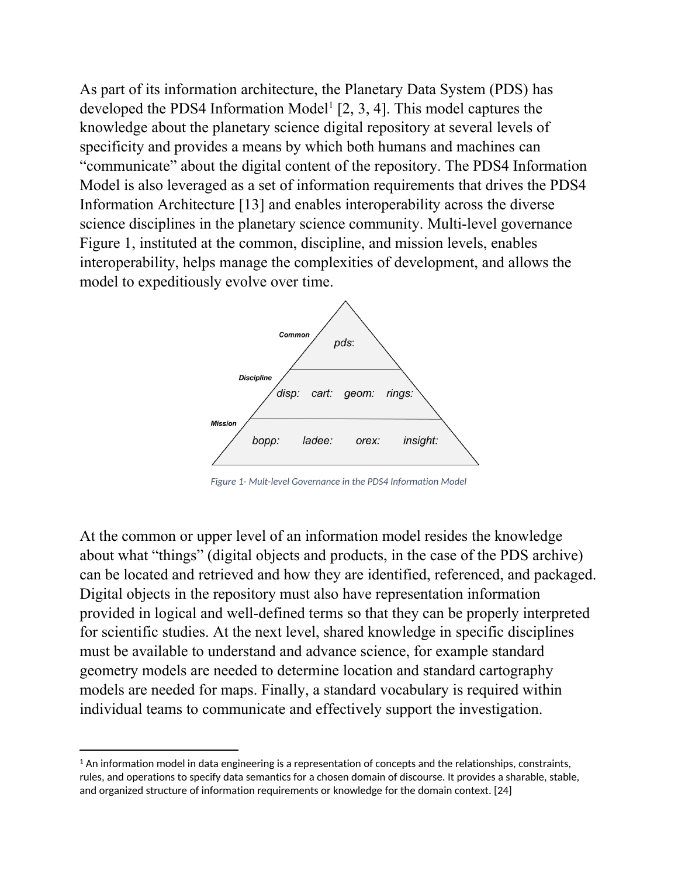As part of its information architecture, the Planetary Data System (PDS) has developed the PDS4 Information Model[1] [2, 3, 4]. This model captures the knowledge about the planetary science digital repository at several levels of specificity and provides a means by which both humans and machines can "communicate" about the digital content of the repository. The PDS4 Information Model is also leveraged as a set of information requirements that drives the PDS4 Information Architecture [13] and enables interoperability across the diverse science disciplines in the planetary science community. Multi-level governance Figure 1, instituted at the common, discipline, and mission levels, enables interoperability, helps manage the complexities of development, and allows the model to expeditiously evolve over time.

Figure 1- Mult-level Governance in the PDS4 Information Model

At the common or upper level of an information model resides the knowledge about what "things" (digital objects and products, in the case of the PDS archive) can be located and retrieved and how they are identified, referenced, and packaged. Digital objects in the repository must also have representation information provided in logical and well-defined terms so that they can be properly interpreted for scientific studies. At the next level, shared knowledge in specific disciplines must be available to understand and advance science, for example standard geometry models are needed to determine location and standard cartography models are needed for maps. Finally, a standard vocabulary is required within individual teams to communicate and effectively support the investigation.

[1] An information model in data engineering is a representation of concepts and the relationships, constraints, rules, and operations to specify data semantics for a chosen domain of discourse. It provides a sharable, stable, and organized structure of information requirements or knowledge for the domain context. [24]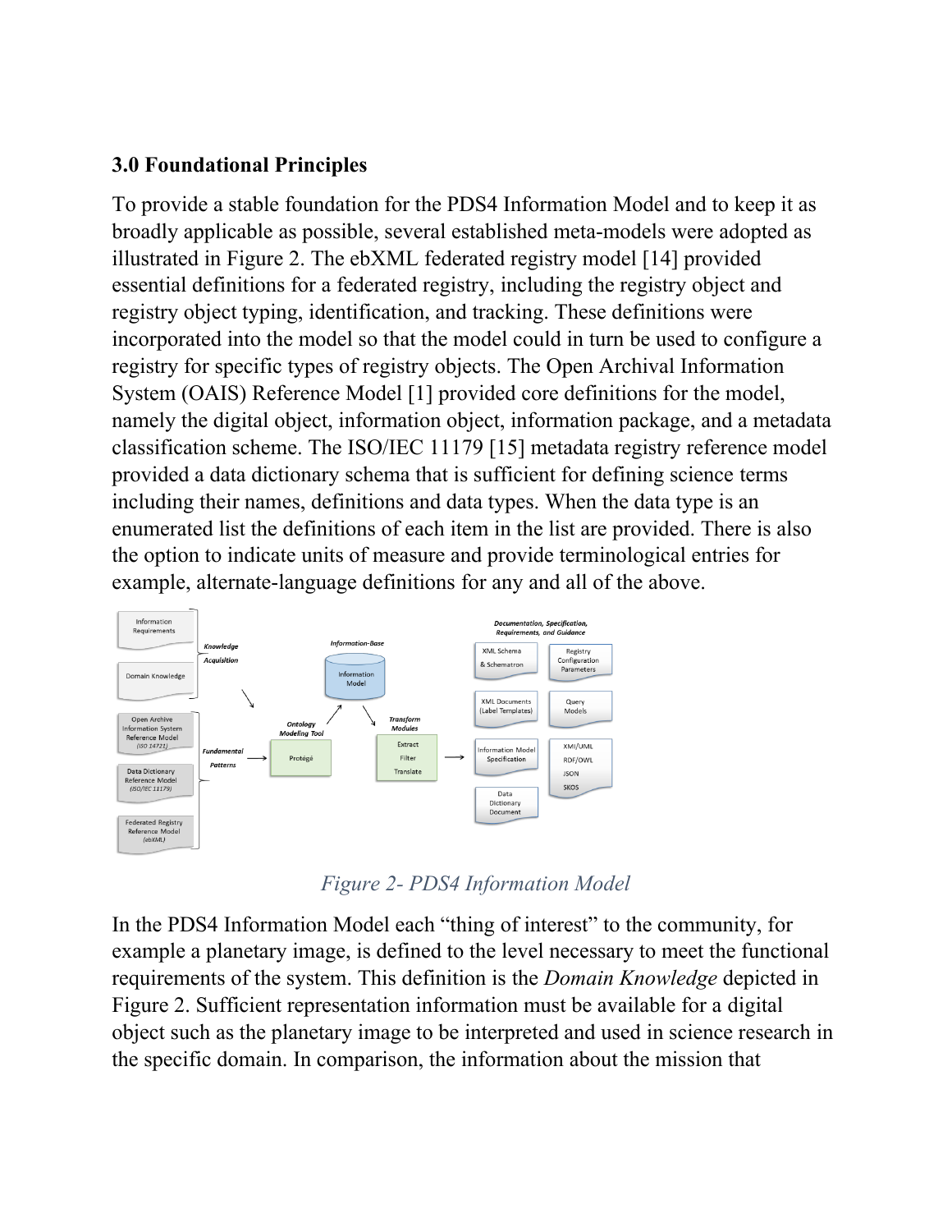### 3.0 Foundational Principles

To provide a stable foundation for the PDS4 Information Model and to keep it as broadly applicable as possible, several established meta-models were adopted as illustrated in Figure 2. The ebXML federated registry model [14] provided essential definitions for a federated registry, including the registry object and registry object typing, identification, and tracking. These definitions were incorporated into the model so that the model could in turn be used to configure a registry for specific types of registry objects. The Open Archival Information System (OAIS) Reference Model [1] provided core definitions for the model, namely the digital object, information object, information package, and a metadata classification scheme. The ISO/IEC 11179 [15] metadata registry reference model provided a data dictionary schema that is sufficient for defining science terms including their names, definitions and data types. When the data type is an enumerated list the definitions of each item in the list are provided. There is also the option to indicate units of measure and provide terminological entries for example, alternate-language definitions for any and all of the above.

*Figure 2- PDS4 Information Model*

In the PDS4 Information Model each “thing of interest” to the community, for example a planetary image, is defined to the level necessary to meet the functional requirements of the system. This definition is the *Domain Knowledge* depicted in Figure 2. Sufficient representation information must be available for a digital object such as the planetary image to be interpreted and used in science research in the specific domain. In comparison, the information about the mission that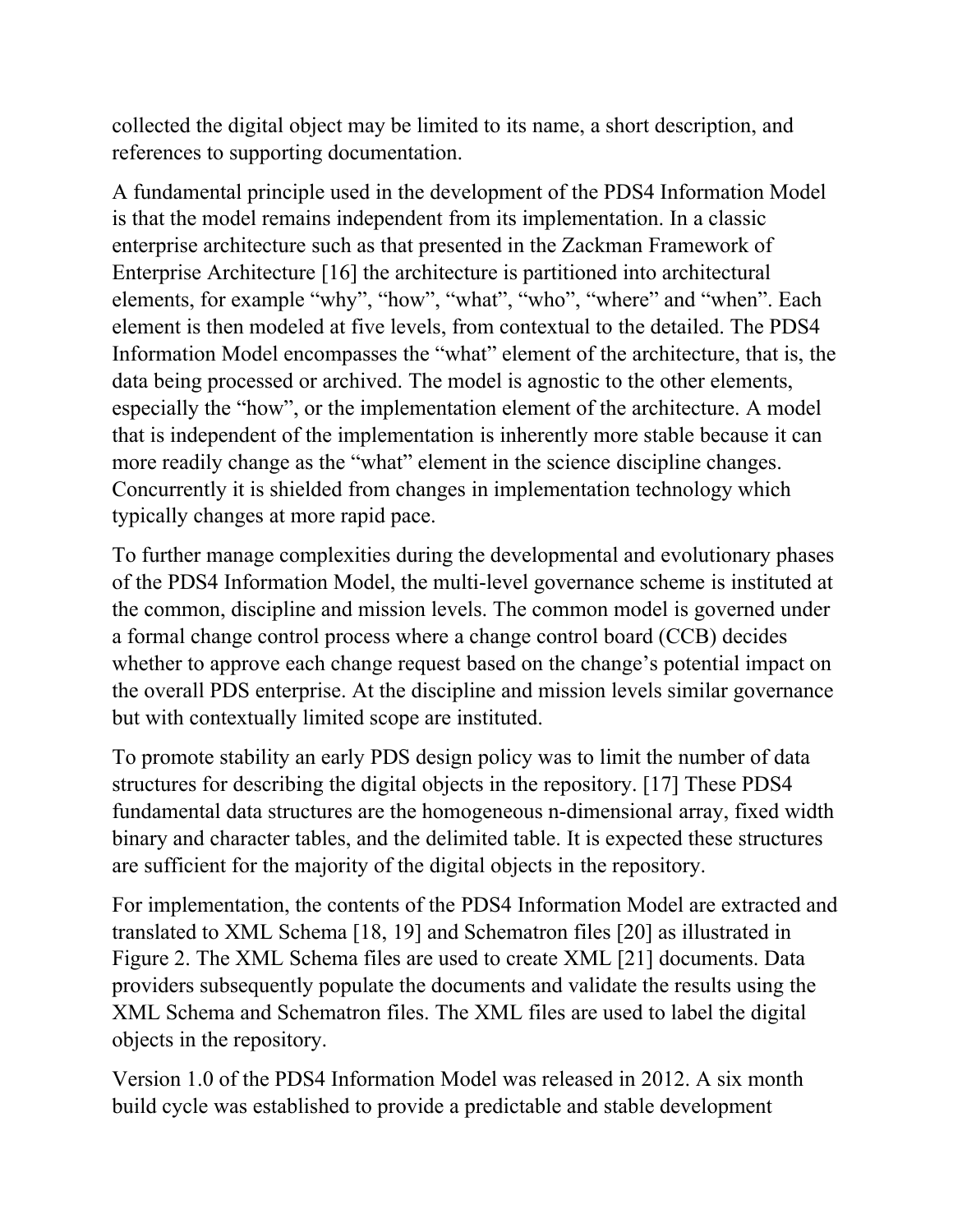collected the digital object may be limited to its name, a short description, and references to supporting documentation.

A fundamental principle used in the development of the PDS4 Information Model is that the model remains independent from its implementation. In a classic enterprise architecture such as that presented in the Zackman Framework of Enterprise Architecture [16] the architecture is partitioned into architectural elements, for example "why", "how", "what", "who", "where" and "when". Each element is then modeled at five levels, from contextual to the detailed. The PDS4 Information Model encompasses the "what" element of the architecture, that is, the data being processed or archived. The model is agnostic to the other elements, especially the "how", or the implementation element of the architecture. A model that is independent of the implementation is inherently more stable because it can more readily change as the "what" element in the science discipline changes. Concurrently it is shielded from changes in implementation technology which typically changes at more rapid pace.

To further manage complexities during the developmental and evolutionary phases of the PDS4 Information Model, the multi-level governance scheme is instituted at the common, discipline and mission levels. The common model is governed under a formal change control process where a change control board (CCB) decides whether to approve each change request based on the change's potential impact on the overall PDS enterprise. At the discipline and mission levels similar governance but with contextually limited scope are instituted.

To promote stability an early PDS design policy was to limit the number of data structures for describing the digital objects in the repository. [17] These PDS4 fundamental data structures are the homogeneous n-dimensional array, fixed width binary and character tables, and the delimited table. It is expected these structures are sufficient for the majority of the digital objects in the repository.

For implementation, the contents of the PDS4 Information Model are extracted and translated to XML Schema [18, 19] and Schematron files [20] as illustrated in Figure 2. The XML Schema files are used to create XML [21] documents. Data providers subsequently populate the documents and validate the results using the XML Schema and Schematron files. The XML files are used to label the digital objects in the repository.

Version 1.0 of the PDS4 Information Model was released in 2012. A six month build cycle was established to provide a predictable and stable development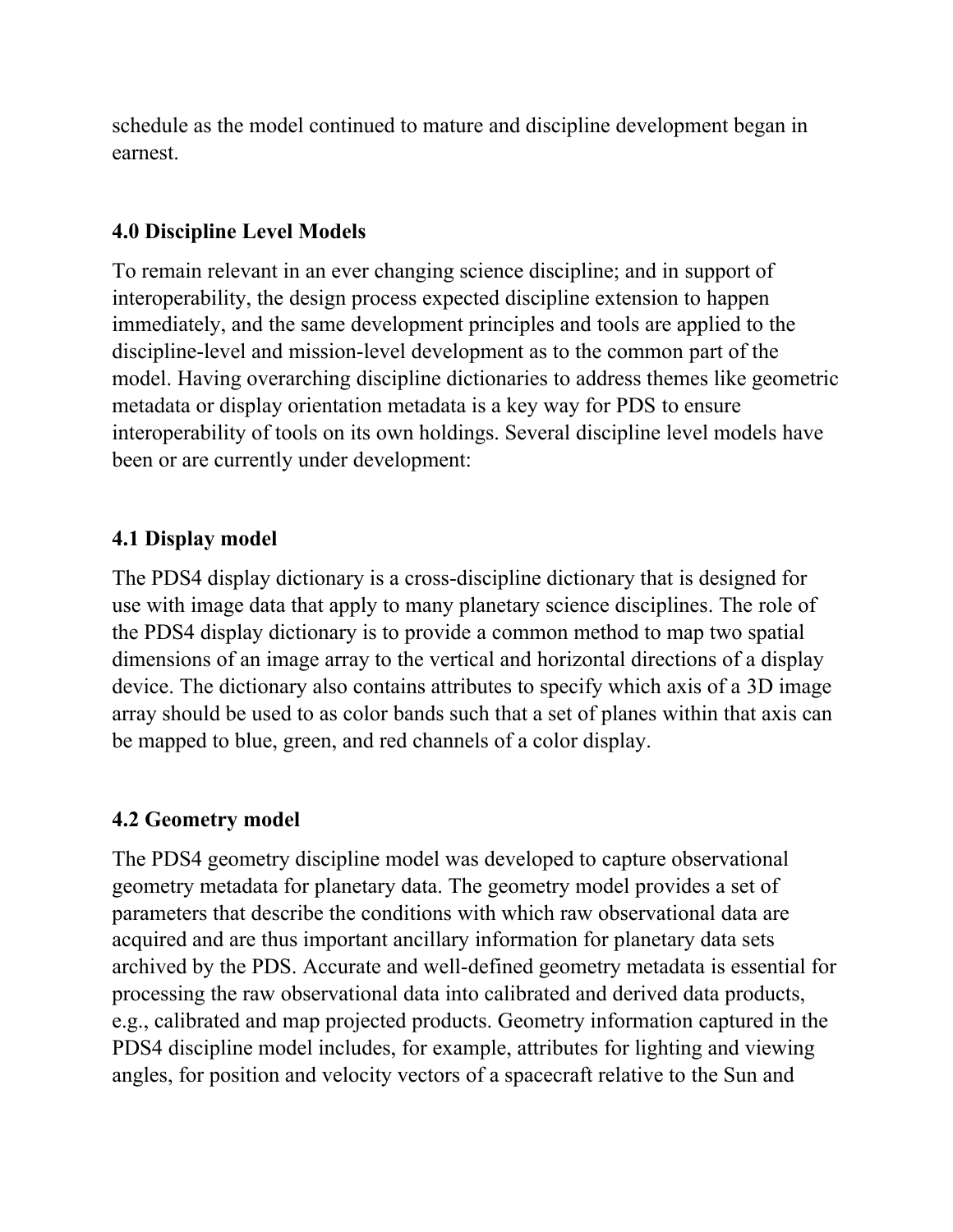schedule as the model continued to mature and discipline development began in earnest.

## 4.0 Discipline Level Models

To remain relevant in an ever changing science discipline; and in support of interoperability, the design process expected discipline extension to happen immediately, and the same development principles and tools are applied to the discipline-level and mission-level development as to the common part of the model. Having overarching discipline dictionaries to address themes like geometric metadata or display orientation metadata is a key way for PDS to ensure interoperability of tools on its own holdings. Several discipline level models have been or are currently under development:

### 4.1 Display model

The PDS4 display dictionary is a cross-discipline dictionary that is designed for use with image data that apply to many planetary science disciplines. The role of the PDS4 display dictionary is to provide a common method to map two spatial dimensions of an image array to the vertical and horizontal directions of a display device. The dictionary also contains attributes to specify which axis of a 3D image array should be used to as color bands such that a set of planes within that axis can be mapped to blue, green, and red channels of a color display.

### 4.2 Geometry model

The PDS4 geometry discipline model was developed to capture observational geometry metadata for planetary data. The geometry model provides a set of parameters that describe the conditions with which raw observational data are acquired and are thus important ancillary information for planetary data sets archived by the PDS. Accurate and well-defined geometry metadata is essential for processing the raw observational data into calibrated and derived data products, e.g., calibrated and map projected products. Geometry information captured in the PDS4 discipline model includes, for example, attributes for lighting and viewing angles, for position and velocity vectors of a spacecraft relative to the Sun and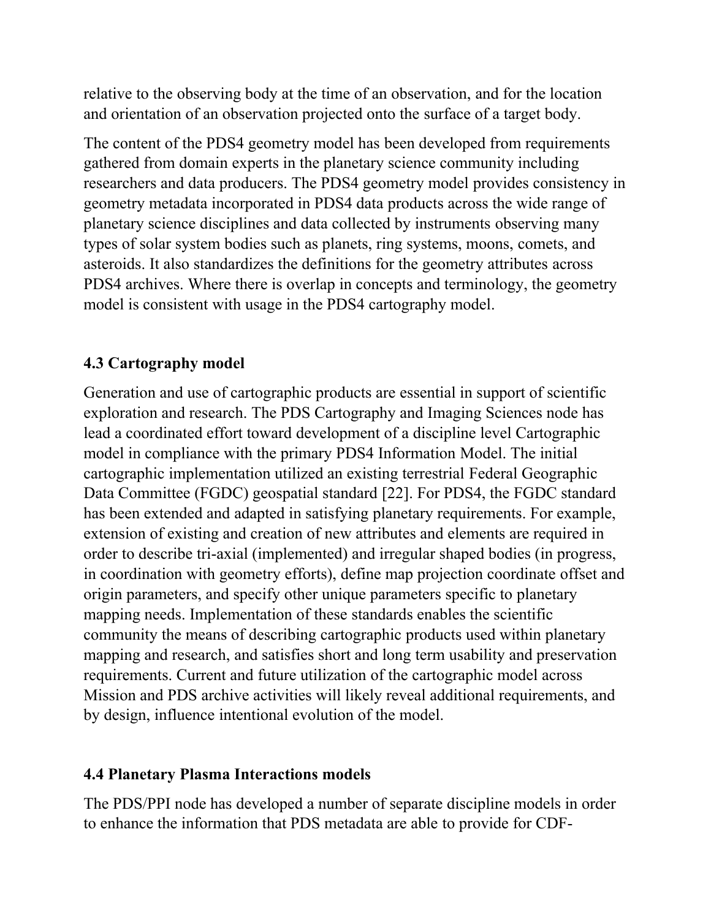relative to the observing body at the time of an observation, and for the location and orientation of an observation projected onto the surface of a target body.

The content of the PDS4 geometry model has been developed from requirements gathered from domain experts in the planetary science community including researchers and data producers. The PDS4 geometry model provides consistency in geometry metadata incorporated in PDS4 data products across the wide range of planetary science disciplines and data collected by instruments observing many types of solar system bodies such as planets, ring systems, moons, comets, and asteroids. It also standardizes the definitions for the geometry attributes across PDS4 archives. Where there is overlap in concepts and terminology, the geometry model is consistent with usage in the PDS4 cartography model.

### 4.3 Cartography model

Generation and use of cartographic products are essential in support of scientific exploration and research. The PDS Cartography and Imaging Sciences node has lead a coordinated effort toward development of a discipline level Cartographic model in compliance with the primary PDS4 Information Model. The initial cartographic implementation utilized an existing terrestrial Federal Geographic Data Committee (FGDC) geospatial standard [22]. For PDS4, the FGDC standard has been extended and adapted in satisfying planetary requirements. For example, extension of existing and creation of new attributes and elements are required in order to describe tri-axial (implemented) and irregular shaped bodies (in progress, in coordination with geometry efforts), define map projection coordinate offset and origin parameters, and specify other unique parameters specific to planetary mapping needs. Implementation of these standards enables the scientific community the means of describing cartographic products used within planetary mapping and research, and satisfies short and long term usability and preservation requirements. Current and future utilization of the cartographic model across Mission and PDS archive activities will likely reveal additional requirements, and by design, influence intentional evolution of the model.

### 4.4 Planetary Plasma Interactions models

The PDS/PPI node has developed a number of separate discipline models in order to enhance the information that PDS metadata are able to provide for CDF-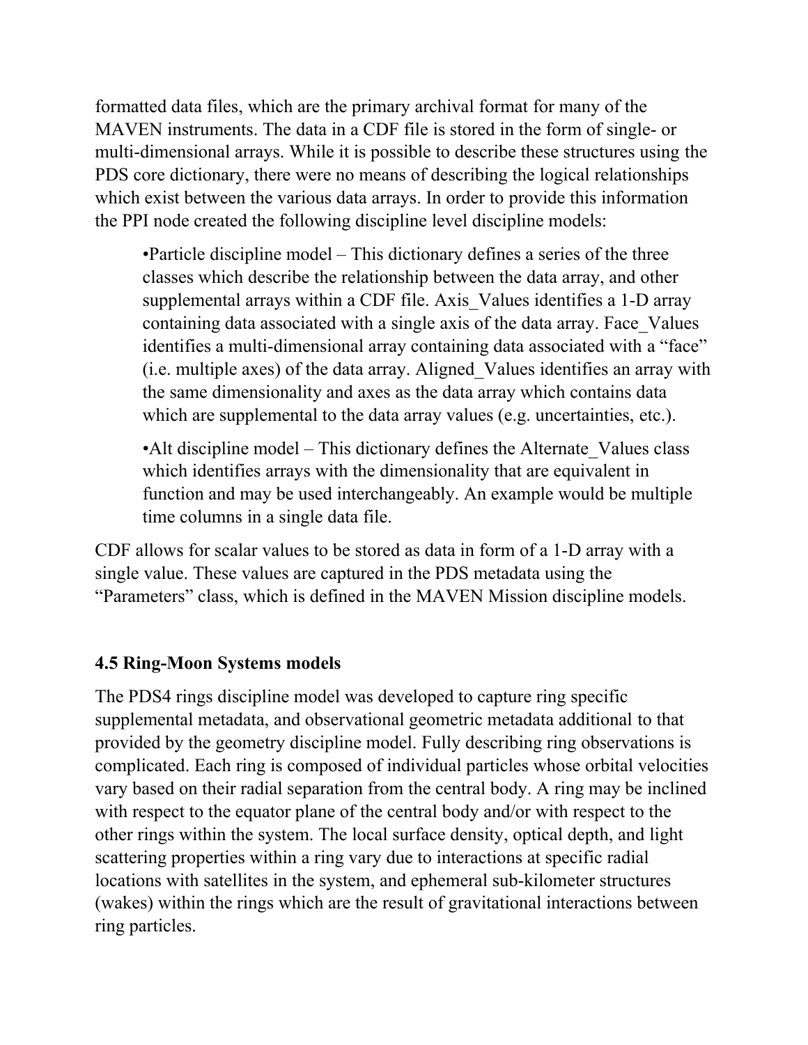formatted data files, which are the primary archival format for many of the MAVEN instruments. The data in a CDF file is stored in the form of single- or multi-dimensional arrays. While it is possible to describe these structures using the PDS core dictionary, there were no means of describing the logical relationships which exist between the various data arrays. In order to provide this information the PPI node created the following discipline level discipline models:

- Particle discipline model – This dictionary defines a series of the three classes which describe the relationship between the data array, and other supplemental arrays within a CDF file. Axis_Values identifies a 1-D array containing data associated with a single axis of the data array. Face_Values identifies a multi-dimensional array containing data associated with a "face" (i.e. multiple axes) of the data array. Aligned_Values identifies an array with the same dimensionality and axes as the data array which contains data which are supplemental to the data array values (e.g. uncertainties, etc.).

- Alt discipline model – This dictionary defines the Alternate_Values class which identifies arrays with the dimensionality that are equivalent in function and may be used interchangeably. An example would be multiple time columns in a single data file.

CDF allows for scalar values to be stored as data in form of a 1-D array with a single value. These values are captured in the PDS metadata using the "Parameters" class, which is defined in the MAVEN Mission discipline models.

### 4.5 Ring-Moon Systems models

The PDS4 rings discipline model was developed to capture ring specific supplemental metadata, and observational geometric metadata additional to that provided by the geometry discipline model. Fully describing ring observations is complicated. Each ring is composed of individual particles whose orbital velocities vary based on their radial separation from the central body. A ring may be inclined with respect to the equator plane of the central body and/or with respect to the other rings within the system. The local surface density, optical depth, and light scattering properties within a ring vary due to interactions at specific radial locations with satellites in the system, and ephemeral sub-kilometer structures (wakes) within the rings which are the result of gravitational interactions between ring particles.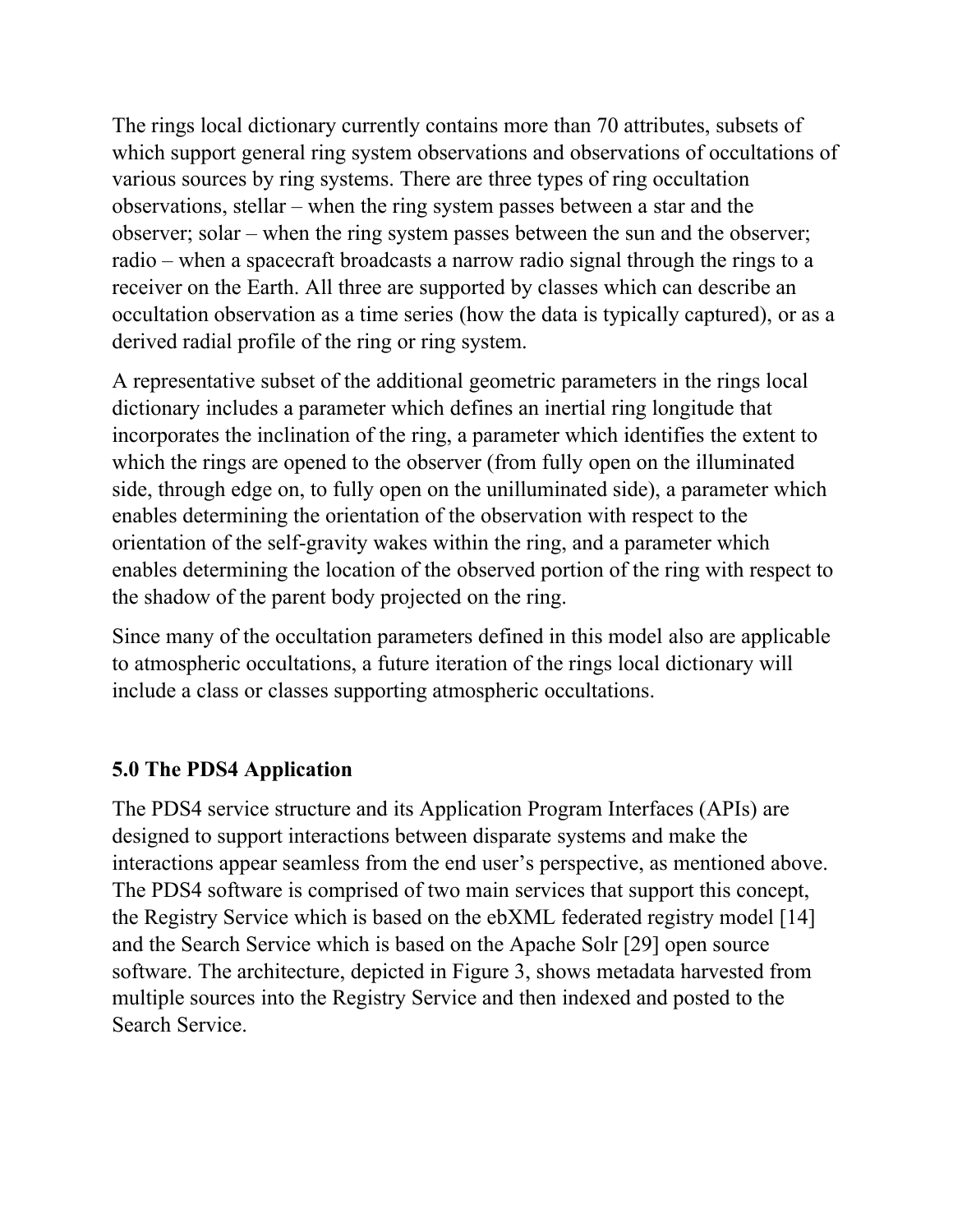The rings local dictionary currently contains more than 70 attributes, subsets of which support general ring system observations and observations of occultations of various sources by ring systems. There are three types of ring occultation observations, stellar – when the ring system passes between a star and the observer; solar – when the ring system passes between the sun and the observer; radio – when a spacecraft broadcasts a narrow radio signal through the rings to a receiver on the Earth. All three are supported by classes which can describe an occultation observation as a time series (how the data is typically captured), or as a derived radial profile of the ring or ring system.

A representative subset of the additional geometric parameters in the rings local dictionary includes a parameter which defines an inertial ring longitude that incorporates the inclination of the ring, a parameter which identifies the extent to which the rings are opened to the observer (from fully open on the illuminated side, through edge on, to fully open on the unilluminated side), a parameter which enables determining the orientation of the observation with respect to the orientation of the self-gravity wakes within the ring, and a parameter which enables determining the location of the observed portion of the ring with respect to the shadow of the parent body projected on the ring.

Since many of the occultation parameters defined in this model also are applicable to atmospheric occultations, a future iteration of the rings local dictionary will include a class or classes supporting atmospheric occultations.

## 5.0 The PDS4 Application

The PDS4 service structure and its Application Program Interfaces (APIs) are designed to support interactions between disparate systems and make the interactions appear seamless from the end user's perspective, as mentioned above. The PDS4 software is comprised of two main services that support this concept, the Registry Service which is based on the ebXML federated registry model [14] and the Search Service which is based on the Apache Solr [29] open source software. The architecture, depicted in Figure 3, shows metadata harvested from multiple sources into the Registry Service and then indexed and posted to the Search Service.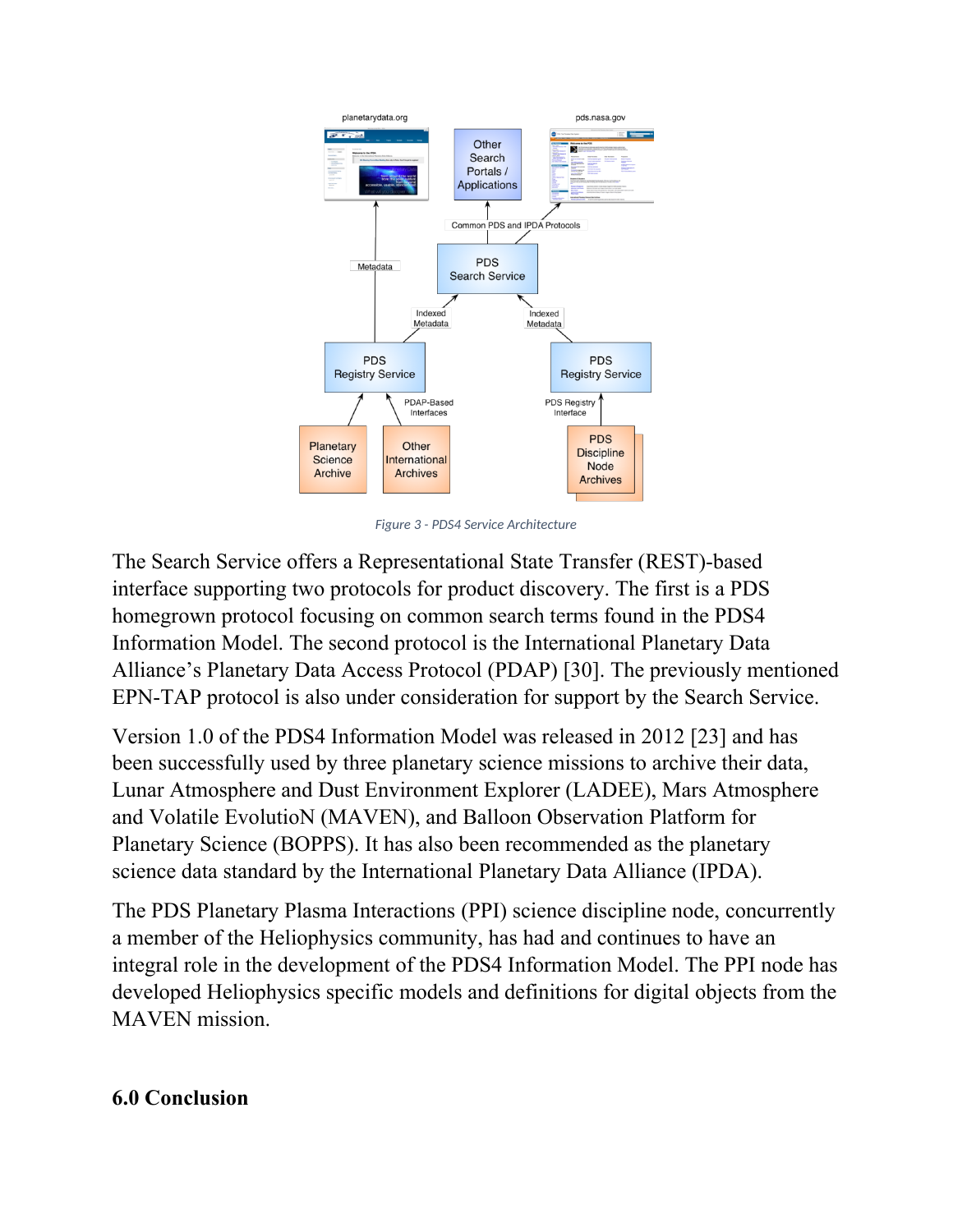Figure 3 - PDS4 Service Architecture

The Search Service offers a Representational State Transfer (REST)-based interface supporting two protocols for product discovery. The first is a PDS homegrown protocol focusing on common search terms found in the PDS4 Information Model. The second protocol is the International Planetary Data Alliance's Planetary Data Access Protocol (PDAP) [30]. The previously mentioned EPN-TAP protocol is also under consideration for support by the Search Service.

Version 1.0 of the PDS4 Information Model was released in 2012 [23] and has been successfully used by three planetary science missions to archive their data, Lunar Atmosphere and Dust Environment Explorer (LADEE), Mars Atmosphere and Volatile EvolutioN (MAVEN), and Balloon Observation Platform for Planetary Science (BOPPS). It has also been recommended as the planetary science data standard by the International Planetary Data Alliance (IPDA).

The PDS Planetary Plasma Interactions (PPI) science discipline node, concurrently a member of the Heliophysics community, has had and continues to have an integral role in the development of the PDS4 Information Model. The PPI node has developed Heliophysics specific models and definitions for digital objects from the MAVEN mission.

## 6.0 Conclusion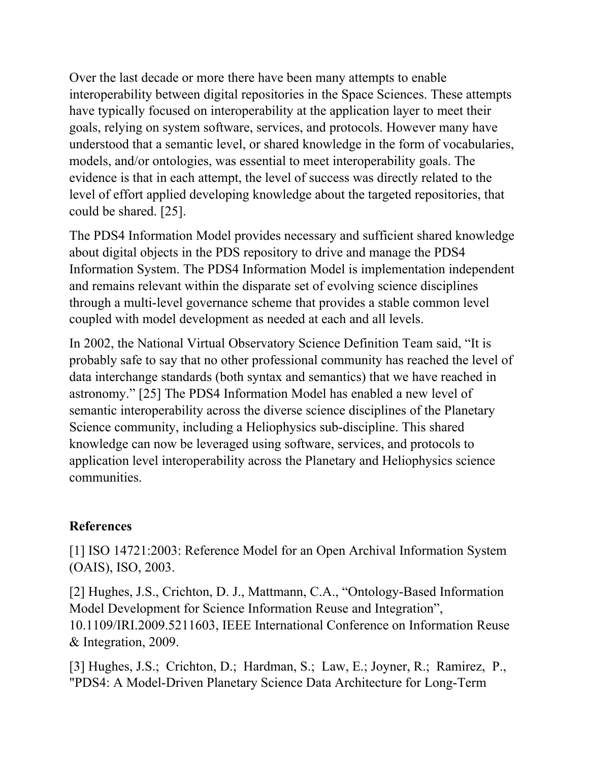Over the last decade or more there have been many attempts to enable interoperability between digital repositories in the Space Sciences. These attempts have typically focused on interoperability at the application layer to meet their goals, relying on system software, services, and protocols. However many have understood that a semantic level, or shared knowledge in the form of vocabularies, models, and/or ontologies, was essential to meet interoperability goals. The evidence is that in each attempt, the level of success was directly related to the level of effort applied developing knowledge about the targeted repositories, that could be shared. [25].

The PDS4 Information Model provides necessary and sufficient shared knowledge about digital objects in the PDS repository to drive and manage the PDS4 Information System. The PDS4 Information Model is implementation independent and remains relevant within the disparate set of evolving science disciplines through a multi-level governance scheme that provides a stable common level coupled with model development as needed at each and all levels.

In 2002, the National Virtual Observatory Science Definition Team said, "It is probably safe to say that no other professional community has reached the level of data interchange standards (both syntax and semantics) that we have reached in astronomy." [25] The PDS4 Information Model has enabled a new level of semantic interoperability across the diverse science disciplines of the Planetary Science community, including a Heliophysics sub-discipline. This shared knowledge can now be leveraged using software, services, and protocols to application level interoperability across the Planetary and Heliophysics science communities.

## References

[1] ISO 14721:2003: Reference Model for an Open Archival Information System (OAIS), ISO, 2003.

[2] Hughes, J.S., Crichton, D. J., Mattmann, C.A., "Ontology-Based Information Model Development for Science Information Reuse and Integration", 10.1109/IRI.2009.5211603, IEEE International Conference on Information Reuse & Integration, 2009.

[3] Hughes, J.S.; Crichton, D.; Hardman, S.; Law, E.; Joyner, R.; Ramirez, P., "PDS4: A Model-Driven Planetary Science Data Architecture for Long-Term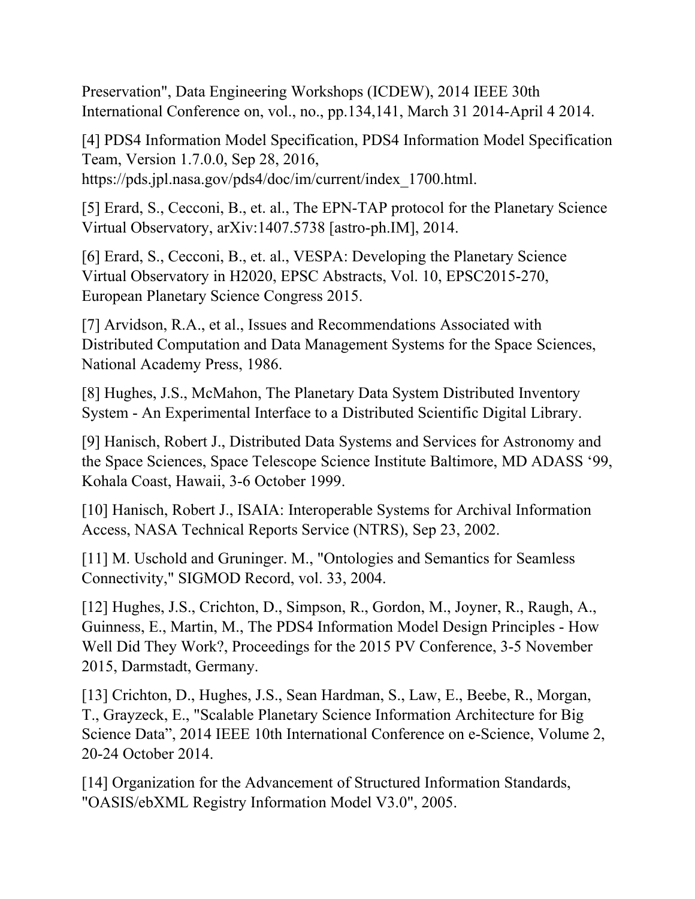Preservation", Data Engineering Workshops (ICDEW), 2014 IEEE 30th International Conference on, vol., no., pp.134,141, March 31 2014-April 4 2014.

[4] PDS4 Information Model Specification, PDS4 Information Model Specification Team, Version 1.7.0.0, Sep 28, 2016, https://pds.jpl.nasa.gov/pds4/doc/im/current/index_1700.html.

[5] Erard, S., Cecconi, B., et. al., The EPN-TAP protocol for the Planetary Science Virtual Observatory, arXiv:1407.5738 [astro-ph.IM], 2014.

[6] Erard, S., Cecconi, B., et. al., VESPA: Developing the Planetary Science Virtual Observatory in H2020, EPSC Abstracts, Vol. 10, EPSC2015-270, European Planetary Science Congress 2015.

[7] Arvidson, R.A., et al., Issues and Recommendations Associated with Distributed Computation and Data Management Systems for the Space Sciences, National Academy Press, 1986.

[8] Hughes, J.S., McMahon, The Planetary Data System Distributed Inventory System - An Experimental Interface to a Distributed Scientific Digital Library.

[9] Hanisch, Robert J., Distributed Data Systems and Services for Astronomy and the Space Sciences, Space Telescope Science Institute Baltimore, MD ADASS '99, Kohala Coast, Hawaii, 3-6 October 1999.

[10] Hanisch, Robert J., ISAIA: Interoperable Systems for Archival Information Access, NASA Technical Reports Service (NTRS), Sep 23, 2002.

[11] M. Uschold and Gruninger. M., "Ontologies and Semantics for Seamless Connectivity," SIGMOD Record, vol. 33, 2004.

[12] Hughes, J.S., Crichton, D., Simpson, R., Gordon, M., Joyner, R., Raugh, A., Guinness, E., Martin, M., The PDS4 Information Model Design Principles - How Well Did They Work?, Proceedings for the 2015 PV Conference, 3-5 November 2015, Darmstadt, Germany.

[13] Crichton, D., Hughes, J.S., Sean Hardman, S., Law, E., Beebe, R., Morgan, T., Grayzeck, E., "Scalable Planetary Science Information Architecture for Big Science Data", 2014 IEEE 10th International Conference on e-Science, Volume 2, 20-24 October 2014.

[14] Organization for the Advancement of Structured Information Standards, "OASIS/ebXML Registry Information Model V3.0", 2005.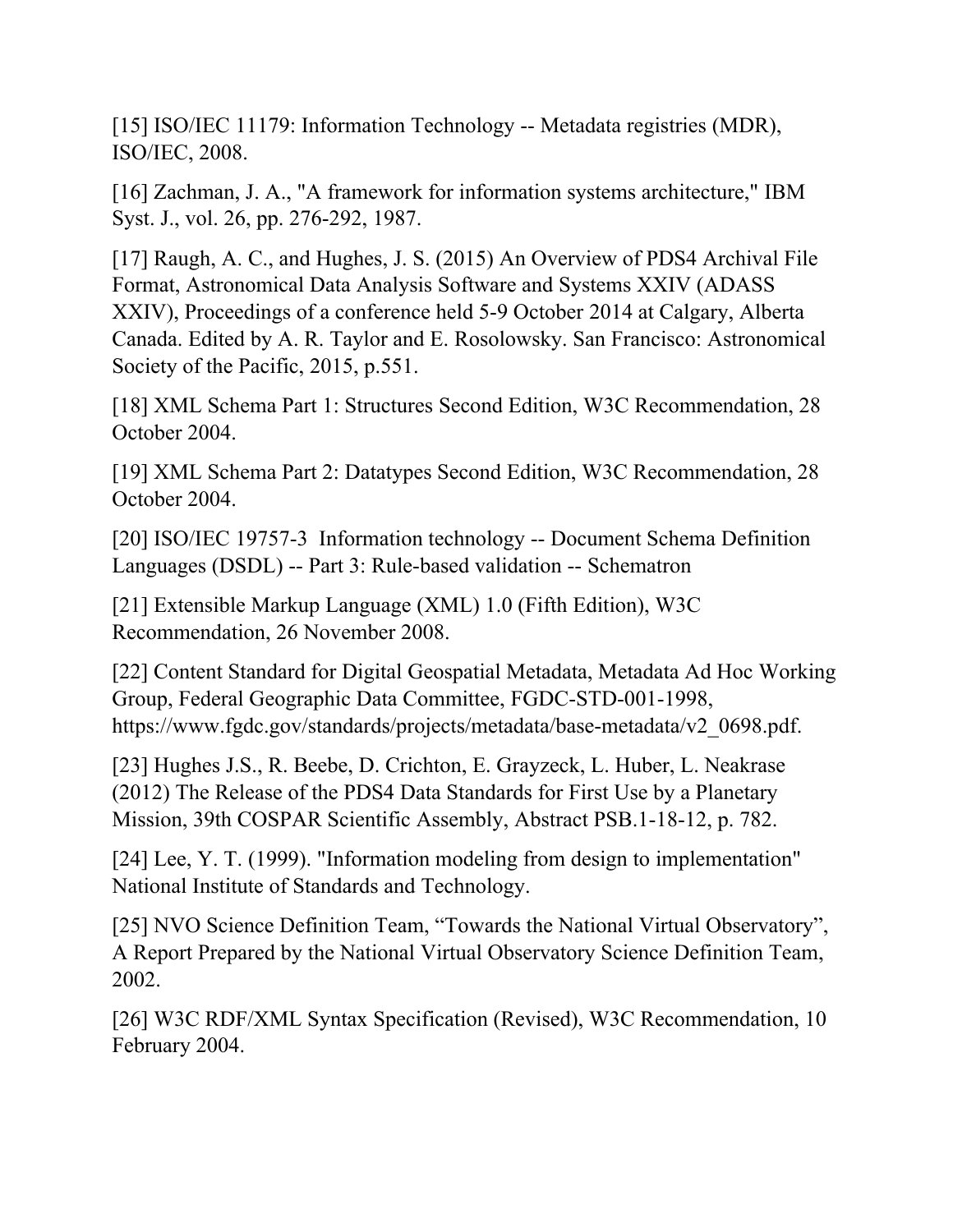[15] ISO/IEC 11179: Information Technology -- Metadata registries (MDR), ISO/IEC, 2008.

[16] Zachman, J. A., "A framework for information systems architecture," IBM Syst. J., vol. 26, pp. 276-292, 1987.

[17] Raugh, A. C., and Hughes, J. S. (2015) An Overview of PDS4 Archival File Format, Astronomical Data Analysis Software and Systems XXIV (ADASS XXIV), Proceedings of a conference held 5-9 October 2014 at Calgary, Alberta Canada. Edited by A. R. Taylor and E. Rosolowsky. San Francisco: Astronomical Society of the Pacific, 2015, p.551.

[18] XML Schema Part 1: Structures Second Edition, W3C Recommendation, 28 October 2004.

[19] XML Schema Part 2: Datatypes Second Edition, W3C Recommendation, 28 October 2004.

[20] ISO/IEC 19757-3 Information technology -- Document Schema Definition Languages (DSDL) -- Part 3: Rule-based validation -- Schematron

[21] Extensible Markup Language (XML) 1.0 (Fifth Edition), W3C Recommendation, 26 November 2008.

[22] Content Standard for Digital Geospatial Metadata, Metadata Ad Hoc Working Group, Federal Geographic Data Committee, FGDC-STD-001-1998, https://www.fgdc.gov/standards/projects/metadata/base-metadata/v2_0698.pdf.

[23] Hughes J.S., R. Beebe, D. Crichton, E. Grayzeck, L. Huber, L. Neakrase (2012) The Release of the PDS4 Data Standards for First Use by a Planetary Mission, 39th COSPAR Scientific Assembly, Abstract PSB.1-18-12, p. 782.

[24] Lee, Y. T. (1999). "Information modeling from design to implementation" National Institute of Standards and Technology.

[25] NVO Science Definition Team, "Towards the National Virtual Observatory", A Report Prepared by the National Virtual Observatory Science Definition Team, 2002.

[26] W3C RDF/XML Syntax Specification (Revised), W3C Recommendation, 10 February 2004.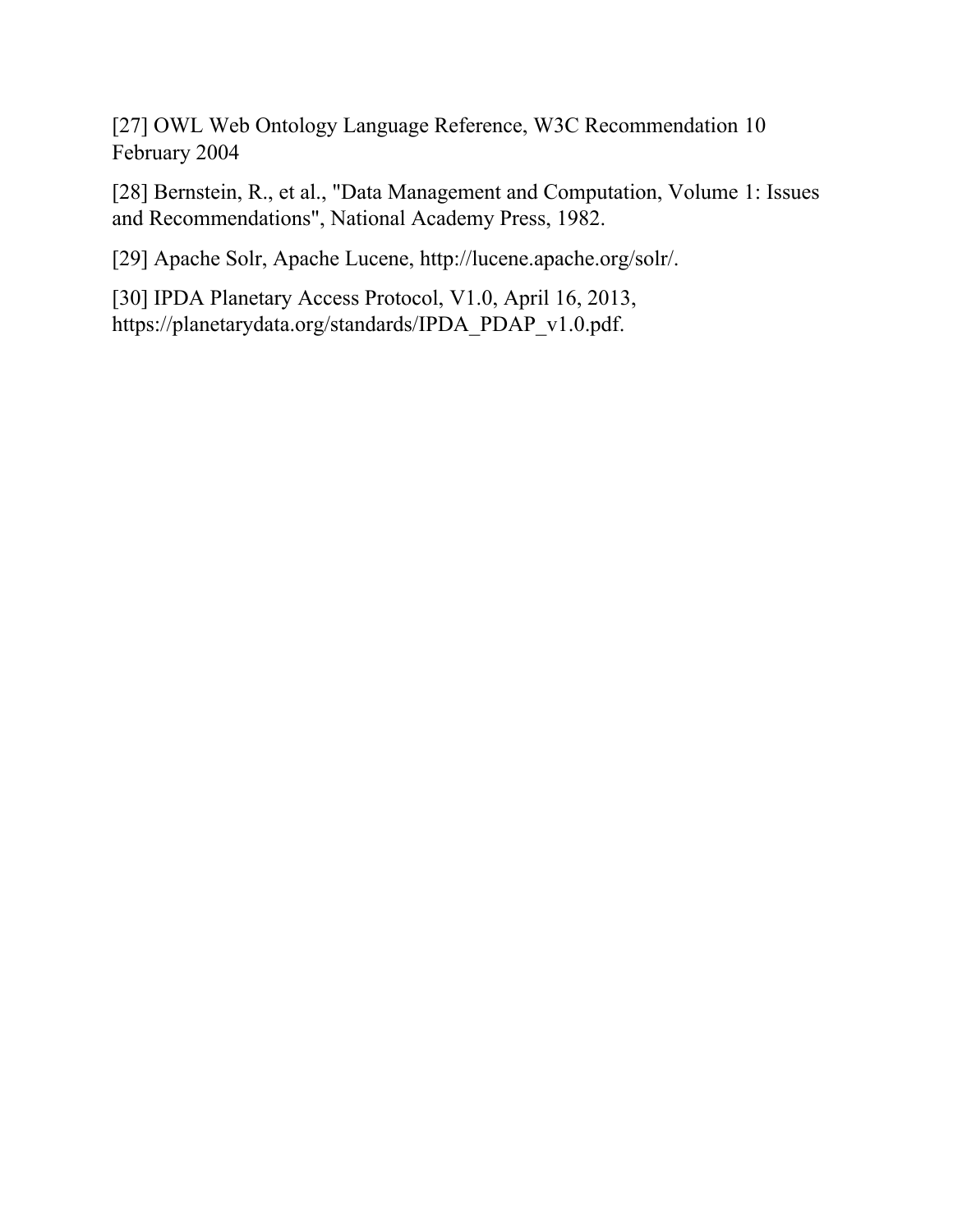[27] OWL Web Ontology Language Reference, W3C Recommendation 10 February 2004

[28] Bernstein, R., et al., "Data Management and Computation, Volume 1: Issues and Recommendations", National Academy Press, 1982.

[29] Apache Solr, Apache Lucene, http://lucene.apache.org/solr/.

[30] IPDA Planetary Access Protocol, V1.0, April 16, 2013, https://planetarydata.org/standards/IPDA_PDAP_v1.0.pdf.